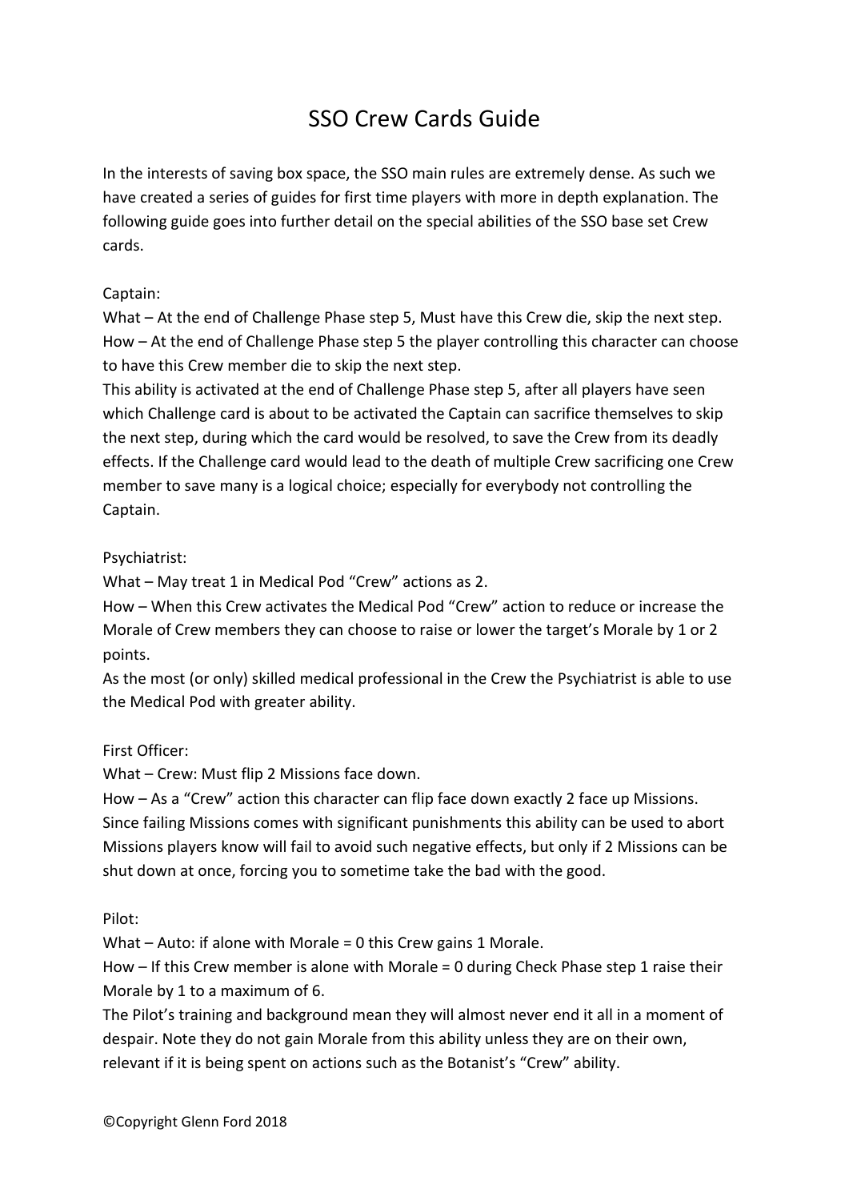# SSO Crew Cards Guide

In the interests of saving box space, the SSO main rules are extremely dense. As such we have created a series of guides for first time players with more in depth explanation. The following guide goes into further detail on the special abilities of the SSO base set Crew cards.

Captain:
What – At the end of Challenge Phase step 5, Must have this Crew die, skip the next step.
How – At the end of Challenge Phase step 5 the player controlling this character can choose to have this Crew member die to skip the next step.
This ability is activated at the end of Challenge Phase step 5, after all players have seen which Challenge card is about to be activated the Captain can sacrifice themselves to skip the next step, during which the card would be resolved, to save the Crew from its deadly effects. If the Challenge card would lead to the death of multiple Crew sacrificing one Crew member to save many is a logical choice; especially for everybody not controlling the Captain.

Psychiatrist:
What – May treat 1 in Medical Pod "Crew" actions as 2.
How – When this Crew activates the Medical Pod "Crew" action to reduce or increase the Morale of Crew members they can choose to raise or lower the target's Morale by 1 or 2 points.
As the most (or only) skilled medical professional in the Crew the Psychiatrist is able to use the Medical Pod with greater ability.

First Officer:
What – Crew: Must flip 2 Missions face down.
How – As a "Crew" action this character can flip face down exactly 2 face up Missions. Since failing Missions comes with significant punishments this ability can be used to abort Missions players know will fail to avoid such negative effects, but only if 2 Missions can be shut down at once, forcing you to sometime take the bad with the good.

Pilot:
What – Auto: if alone with Morale = 0 this Crew gains 1 Morale.
How – If this Crew member is alone with Morale = 0 during Check Phase step 1 raise their Morale by 1 to a maximum of 6.
The Pilot's training and background mean they will almost never end it all in a moment of despair. Note they do not gain Morale from this ability unless they are on their own, relevant if it is being spent on actions such as the Botanist's "Crew" ability.

©Copyright Glenn Ford 2018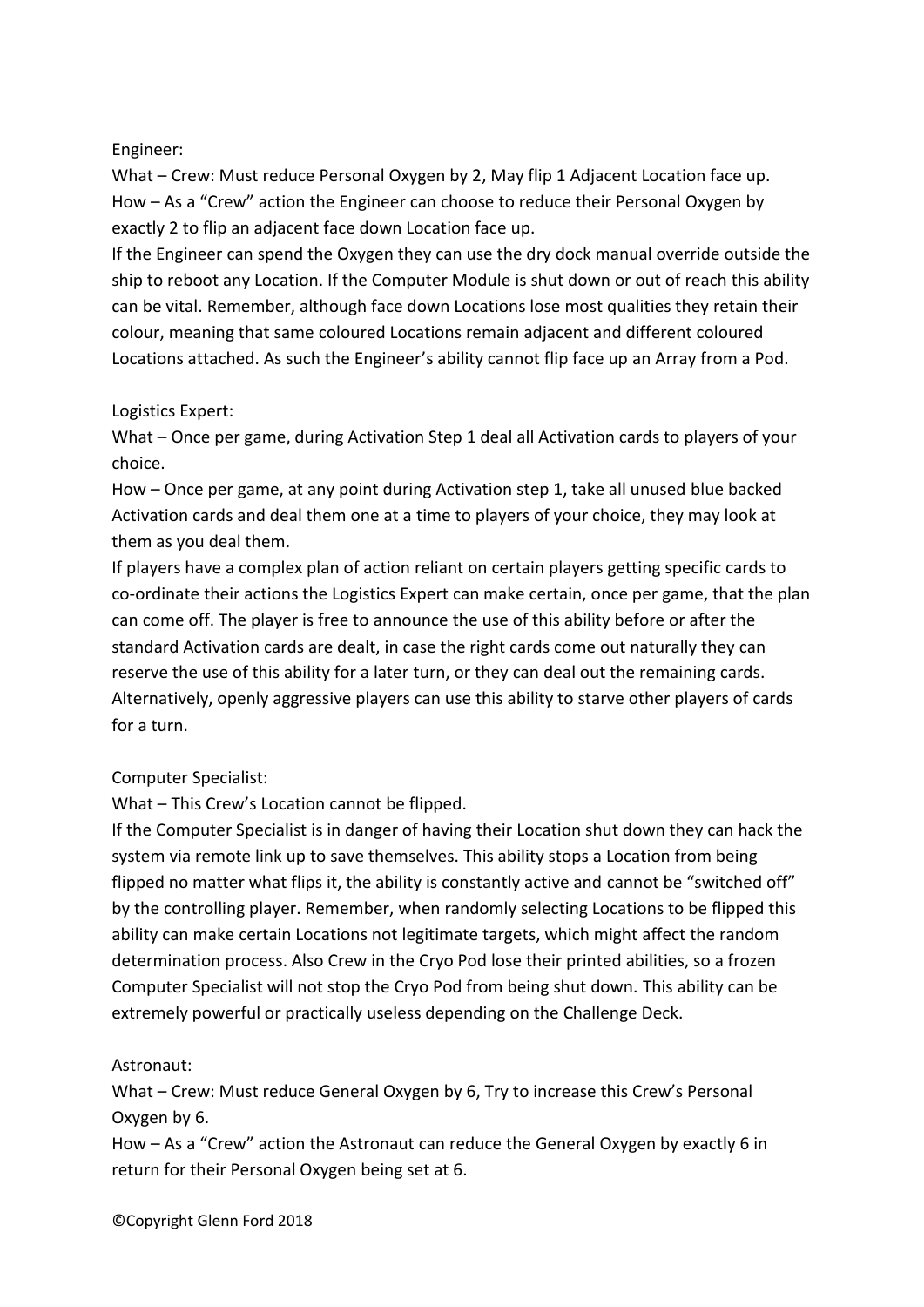Engineer:

What – Crew: Must reduce Personal Oxygen by 2, May flip 1 Adjacent Location face up.

How – As a "Crew" action the Engineer can choose to reduce their Personal Oxygen by exactly 2 to flip an adjacent face down Location face up.

If the Engineer can spend the Oxygen they can use the dry dock manual override outside the ship to reboot any Location. If the Computer Module is shut down or out of reach this ability can be vital. Remember, although face down Locations lose most qualities they retain their colour, meaning that same coloured Locations remain adjacent and different coloured Locations attached. As such the Engineer's ability cannot flip face up an Array from a Pod.

Logistics Expert:

What – Once per game, during Activation Step 1 deal all Activation cards to players of your choice.

How – Once per game, at any point during Activation step 1, take all unused blue backed Activation cards and deal them one at a time to players of your choice, they may look at them as you deal them.

If players have a complex plan of action reliant on certain players getting specific cards to co-ordinate their actions the Logistics Expert can make certain, once per game, that the plan can come off. The player is free to announce the use of this ability before or after the standard Activation cards are dealt, in case the right cards come out naturally they can reserve the use of this ability for a later turn, or they can deal out the remaining cards. Alternatively, openly aggressive players can use this ability to starve other players of cards for a turn.

Computer Specialist:

What – This Crew's Location cannot be flipped.

If the Computer Specialist is in danger of having their Location shut down they can hack the system via remote link up to save themselves. This ability stops a Location from being flipped no matter what flips it, the ability is constantly active and cannot be "switched off" by the controlling player. Remember, when randomly selecting Locations to be flipped this ability can make certain Locations not legitimate targets, which might affect the random determination process. Also Crew in the Cryo Pod lose their printed abilities, so a frozen Computer Specialist will not stop the Cryo Pod from being shut down. This ability can be extremely powerful or practically useless depending on the Challenge Deck.

Astronaut:

What – Crew: Must reduce General Oxygen by 6, Try to increase this Crew's Personal Oxygen by 6.

How – As a "Crew" action the Astronaut can reduce the General Oxygen by exactly 6 in return for their Personal Oxygen being set at 6.

©Copyright Glenn Ford 2018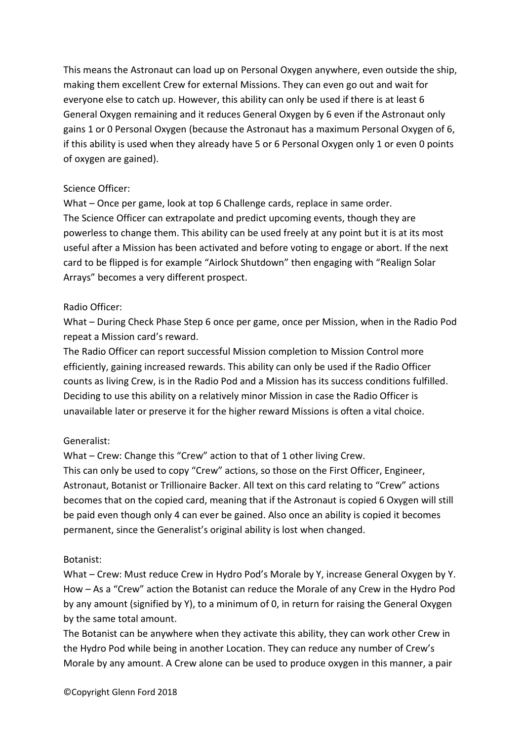This means the Astronaut can load up on Personal Oxygen anywhere, even outside the ship, making them excellent Crew for external Missions. They can even go out and wait for everyone else to catch up. However, this ability can only be used if there is at least 6 General Oxygen remaining and it reduces General Oxygen by 6 even if the Astronaut only gains 1 or 0 Personal Oxygen (because the Astronaut has a maximum Personal Oxygen of 6, if this ability is used when they already have 5 or 6 Personal Oxygen only 1 or even 0 points of oxygen are gained).

Science Officer:

What – Once per game, look at top 6 Challenge cards, replace in same order.

The Science Officer can extrapolate and predict upcoming events, though they are powerless to change them. This ability can be used freely at any point but it is at its most useful after a Mission has been activated and before voting to engage or abort. If the next card to be flipped is for example “Airlock Shutdown” then engaging with “Realign Solar Arrays” becomes a very different prospect.

Radio Officer:

What – During Check Phase Step 6 once per game, once per Mission, when in the Radio Pod repeat a Mission card’s reward.

The Radio Officer can report successful Mission completion to Mission Control more efficiently, gaining increased rewards. This ability can only be used if the Radio Officer counts as living Crew, is in the Radio Pod and a Mission has its success conditions fulfilled. Deciding to use this ability on a relatively minor Mission in case the Radio Officer is unavailable later or preserve it for the higher reward Missions is often a vital choice.

Generalist:

What – Crew: Change this “Crew” action to that of 1 other living Crew.

This can only be used to copy “Crew” actions, so those on the First Officer, Engineer, Astronaut, Botanist or Trillionaire Backer. All text on this card relating to “Crew” actions becomes that on the copied card, meaning that if the Astronaut is copied 6 Oxygen will still be paid even though only 4 can ever be gained. Also once an ability is copied it becomes permanent, since the Generalist’s original ability is lost when changed.

Botanist:

What – Crew: Must reduce Crew in Hydro Pod’s Morale by Y, increase General Oxygen by Y.

How – As a “Crew” action the Botanist can reduce the Morale of any Crew in the Hydro Pod by any amount (signified by Y), to a minimum of 0, in return for raising the General Oxygen by the same total amount.

The Botanist can be anywhere when they activate this ability, they can work other Crew in the Hydro Pod while being in another Location. They can reduce any number of Crew’s Morale by any amount. A Crew alone can be used to produce oxygen in this manner, a pair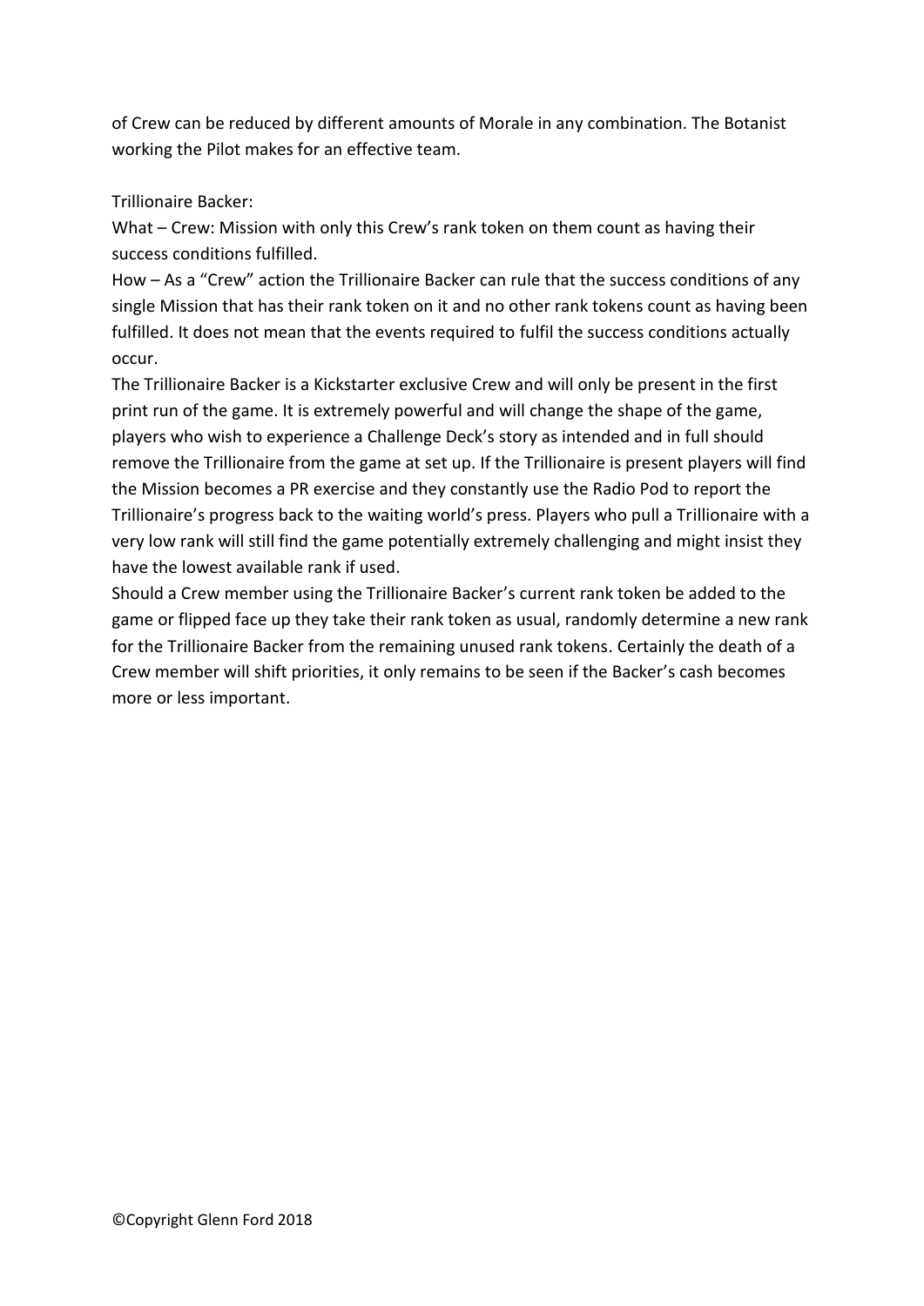of Crew can be reduced by different amounts of Morale in any combination. The Botanist working the Pilot makes for an effective team.

Trillionaire Backer:

What – Crew: Mission with only this Crew's rank token on them count as having their success conditions fulfilled.

How – As a "Crew" action the Trillionaire Backer can rule that the success conditions of any single Mission that has their rank token on it and no other rank tokens count as having been fulfilled. It does not mean that the events required to fulfil the success conditions actually occur.

The Trillionaire Backer is a Kickstarter exclusive Crew and will only be present in the first print run of the game. It is extremely powerful and will change the shape of the game, players who wish to experience a Challenge Deck's story as intended and in full should remove the Trillionaire from the game at set up. If the Trillionaire is present players will find the Mission becomes a PR exercise and they constantly use the Radio Pod to report the Trillionaire's progress back to the waiting world's press. Players who pull a Trillionaire with a very low rank will still find the game potentially extremely challenging and might insist they have the lowest available rank if used.

Should a Crew member using the Trillionaire Backer's current rank token be added to the game or flipped face up they take their rank token as usual, randomly determine a new rank for the Trillionaire Backer from the remaining unused rank tokens. Certainly the death of a Crew member will shift priorities, it only remains to be seen if the Backer's cash becomes more or less important.

©Copyright Glenn Ford 2018